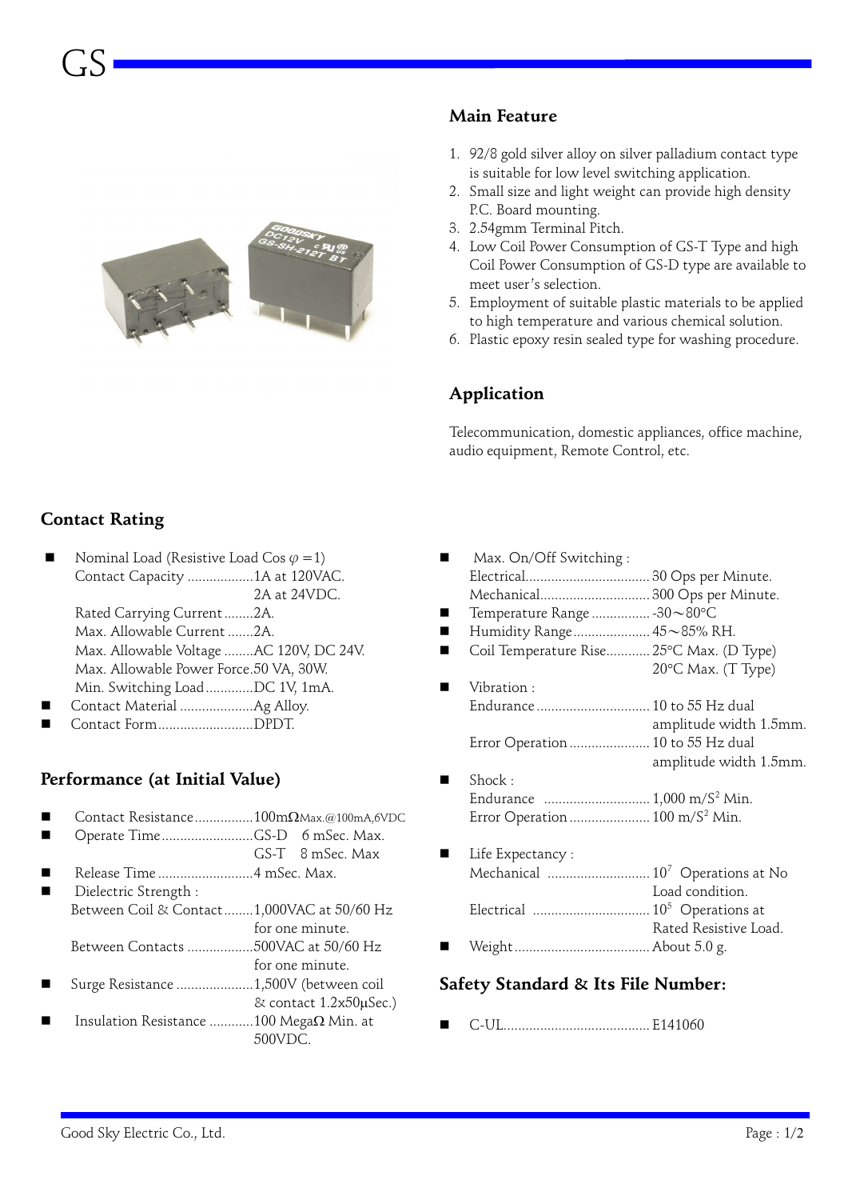# GS

## Main Feature

1. 92/8 gold silver alloy on silver palladium contact type is suitable for low level switching application.
2. Small size and light weight can provide high density P.C. Board mounting.
3. 2.54gmm Terminal Pitch.
4. Low Coil Power Consumption of GS-T Type and high Coil Power Consumption of GS-D type are available to meet user's selection.
5. Employment of suitable plastic materials to be applied to high temperature and various chemical solution.
6. Plastic epoxy resin sealed type for washing procedure.

## Application

Telecommunication, domestic appliances, office machine, audio equipment, Remote Control, etc.

## Contact Rating

- Nominal Load (Resistive Load Cos $\varphi$ =1)
  - Contact Capacity ..................1A at 120VAC.
    2A at 24VDC.
  - Rated Carrying Current........2A.
  - Max. Allowable Current .......2A.
  - Max. Allowable Voltage ........AC 120V, DC 24V.
  - Max. Allowable Power Force.50 VA, 30W.
  - Min. Switching Load.............DC 1V, 1mA.
- Contact Material ....................Ag Alloy.
- Contact Form..........................DPDT.

## Performance (at Initial Value)

- Contact Resistance................100mΩMax.@100mA,6VDC
- Operate Time.........................GS-D 6 mSec. Max.
  GS-T 8 mSec. Max
- Release Time ..........................4 mSec. Max.
- Dielectric Strength :
  - Between Coil & Contact........1,000VAC at 50/60 Hz for one minute.
  - Between Contacts ..................500VAC at 50/60 Hz for one minute.
- Surge Resistance .....................1,500V (between coil & contact 1.2x50µSec.)
- Insulation Resistance ............100 MegaΩ Min. at 500VDC.
- Max. On/Off Switching :
  - Electrical.................................30 Ops per Minute.
  - Mechanical.............................300 Ops per Minute.
- Temperature Range ................-30～80°C
- Humidity Range.....................45～85% RH.
- Coil Temperature Rise...........25°C Max. (D Type)
  20°C Max. (T Type)
- Vibration :
  - Endurance...............................10 to 55 Hz dual amplitude width 1.5mm.
  - Error Operation......................10 to 55 Hz dual amplitude width 1.5mm.
- Shock :
  - Endurance .............................1,000 m/S$^2$ Min.
  - Error Operation......................100 m/S$^2$ Min.
- Life Expectancy :
  - Mechanical ............................$10^7$ Operations at No Load condition.
  - Electrical ................................$10^5$ Operations at Rated Resistive Load.
- Weight.....................................About 5.0 g.

## Safety Standard & Its File Number:

- C-UL........................................E141060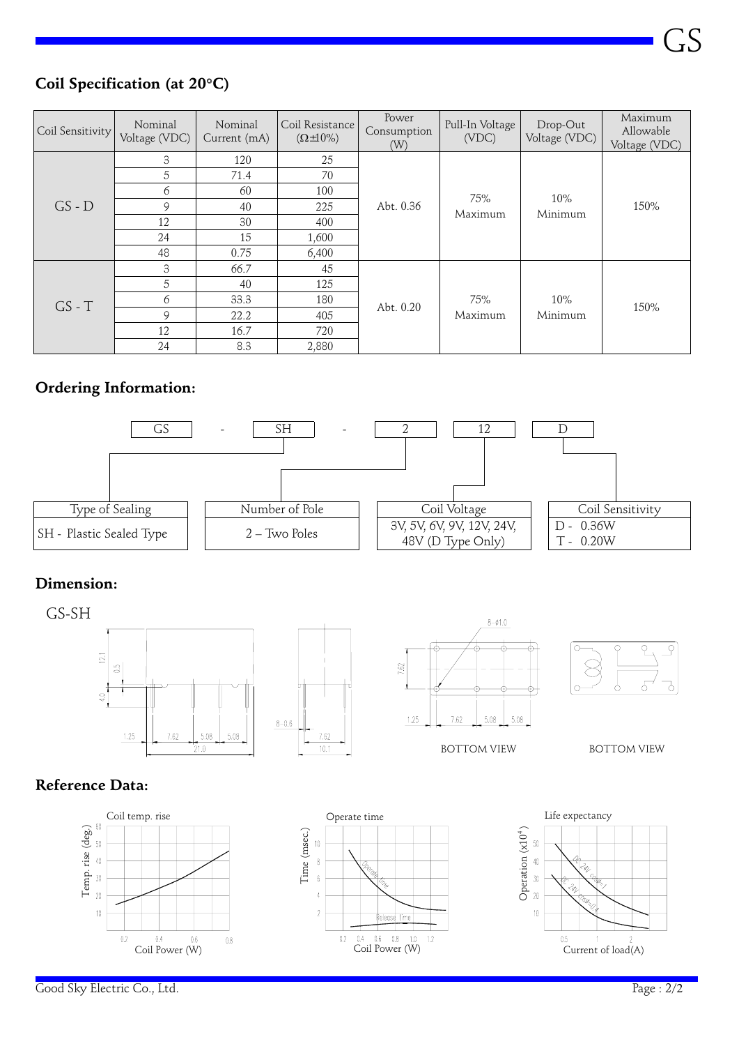## Coil Specification (at 20°C)

| Coil Sensitivity | Nominal Voltage (VDC) | Nominal Current (mA) | Coil Resistance (Ω±10%) | Power Consumption (W) | Pull-In Voltage (VDC) | Drop-Out Voltage (VDC) | Maximum Allowable Voltage (VDC) |
|---|---|---|---|---|---|---|---|
| GS - D | 3 | 120 | 25 | Abt. 0.36 | 75% Maximum | 10% Minimum | 150% |
| | 5 | 71.4 | 70 | | | | |
| | 6 | 60 | 100 | | | | |
| | 9 | 40 | 225 | | | | |
| | 12 | 30 | 400 | | | | |
| | 24 | 15 | 1,600 | | | | |
| | 48 | 0.75 | 6,400 | | | | |
| GS - T | 3 | 66.7 | 45 | Abt. 0.20 | 75% Maximum | 10% Minimum | 150% |
| | 5 | 40 | 125 | | | | |
| | 6 | 33.3 | 180 | | | | |
| | 9 | 22.2 | 405 | | | | |
| | 12 | 16.7 | 720 | | | | |
| | 24 | 8.3 | 2,880 | | | | |

## Ordering Information:

GS - SH - 2 12 D

| Type of Sealing | Number of Pole | Coil Voltage | Coil Sensitivity |
|---|---|---|---|
| SH - Plastic Sealed Type | 2 – Two Poles | 3V, 5V, 6V, 9V, 12V, 24V, 48V (D Type Only) | D - 0.36W<br>T - 0.20W |

## Dimension:

GS-SH

12.1
0.5
4.0
1.25
7.62
5.08
5.08
21.0
8–0.6
7.62
10.1
8–ϕ1.0
7.62
1.25
7.62
5.08
5.08

BOTTOM VIEW

BOTTOM VIEW

## Reference Data:

Coil temp. rise

Temp. rise (deg.)

Coil Power (W)

Operate time

Time (msec.)

Operate time

Release time

Coil Power (W)

Life expectancy

Operation ($x10^4$)

DC 24V cosϕ=1

DC 24V cosϕ=0.4

Current of load(A)